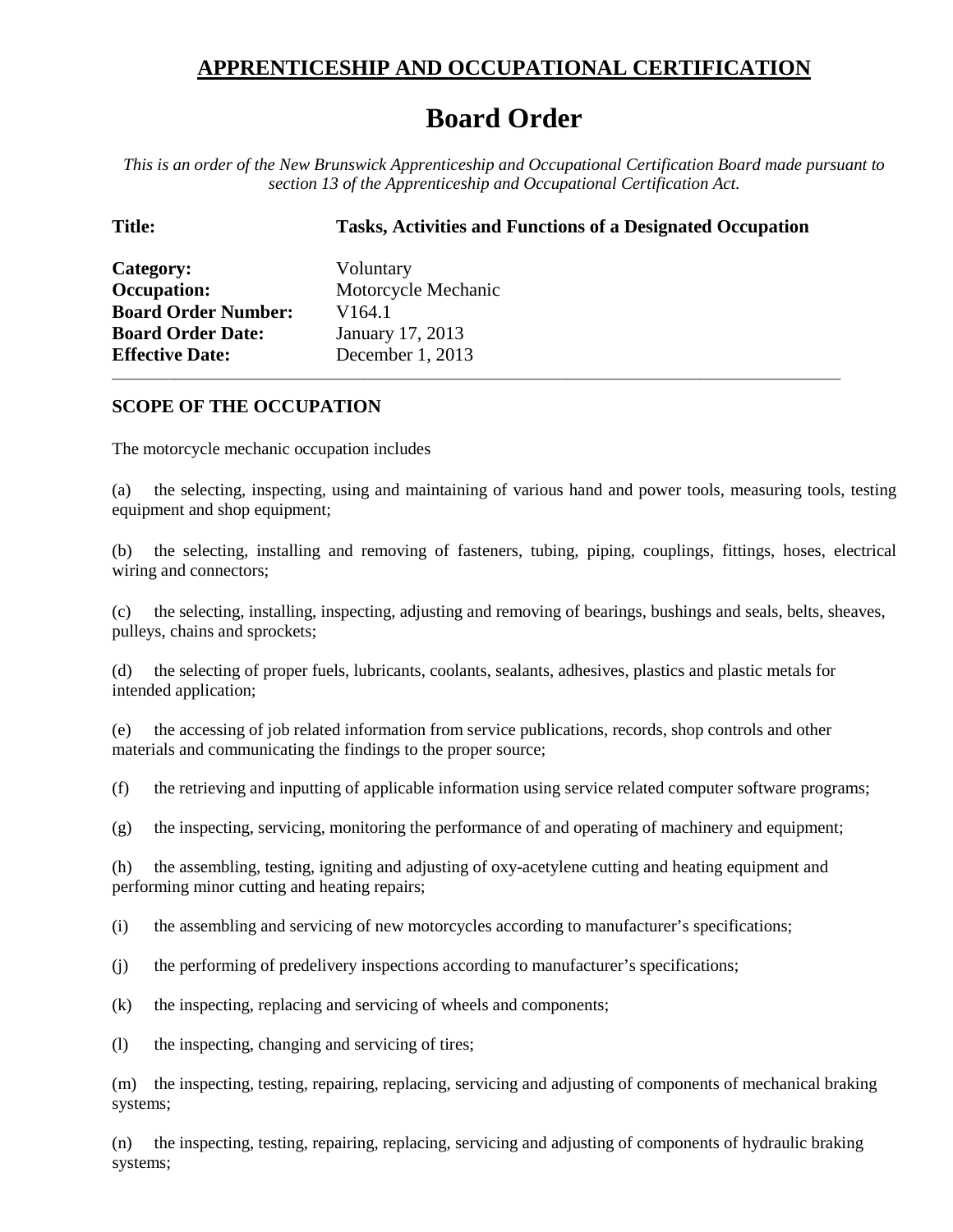## APPRENTICESHIP AND OCCUPATIONAL CERTIFICATION

# Board Order

*This is an order of the New Brunswick Apprenticeship and Occupational Certification Board made pursuant to section 13 of the Apprenticeship and Occupational Certification Act.*

**Title:** **Tasks, Activities and Functions of a Designated Occupation**

**Category:** Voluntary
**Occupation:** Motorcycle Mechanic
**Board Order Number:** V164.1
**Board Order Date:** January 17, 2013
**Effective Date:** December 1, 2013

---

### SCOPE OF THE OCCUPATION

The motorcycle mechanic occupation includes

(a) the selecting, inspecting, using and maintaining of various hand and power tools, measuring tools, testing equipment and shop equipment;

(b) the selecting, installing and removing of fasteners, tubing, piping, couplings, fittings, hoses, electrical wiring and connectors;

(c) the selecting, installing, inspecting, adjusting and removing of bearings, bushings and seals, belts, sheaves, pulleys, chains and sprockets;

(d) the selecting of proper fuels, lubricants, coolants, sealants, adhesives, plastics and plastic metals for intended application;

(e) the accessing of job related information from service publications, records, shop controls and other materials and communicating the findings to the proper source;

(f) the retrieving and inputting of applicable information using service related computer software programs;

(g) the inspecting, servicing, monitoring the performance of and operating of machinery and equipment;

(h) the assembling, testing, igniting and adjusting of oxy-acetylene cutting and heating equipment and performing minor cutting and heating repairs;

(i) the assembling and servicing of new motorcycles according to manufacturer's specifications;

(j) the performing of predelivery inspections according to manufacturer's specifications;

(k) the inspecting, replacing and servicing of wheels and components;

(l) the inspecting, changing and servicing of tires;

(m) the inspecting, testing, repairing, replacing, servicing and adjusting of components of mechanical braking systems;

(n) the inspecting, testing, repairing, replacing, servicing and adjusting of components of hydraulic braking systems;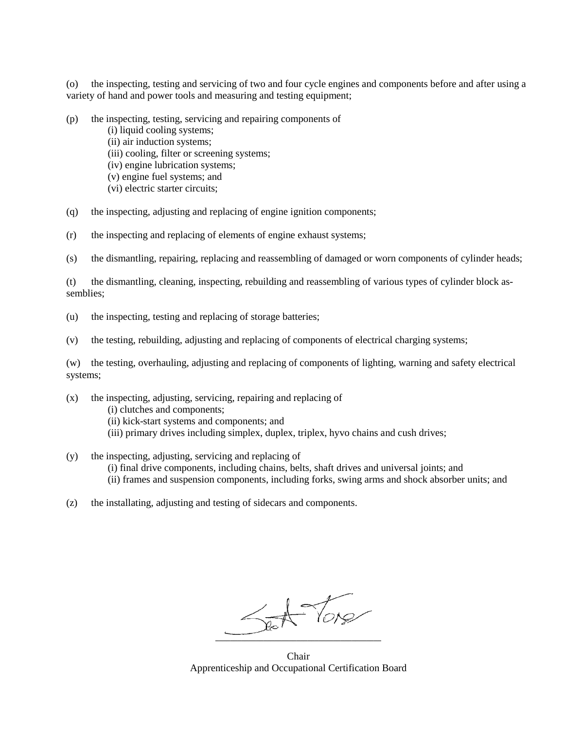(o) the inspecting, testing and servicing of two and four cycle engines and components before and after using a variety of hand and power tools and measuring and testing equipment;

(p) the inspecting, testing, servicing and repairing components of
(i) liquid cooling systems;
(ii) air induction systems;
(iii) cooling, filter or screening systems;
(iv) engine lubrication systems;
(v) engine fuel systems; and
(vi) electric starter circuits;

(q) the inspecting, adjusting and replacing of engine ignition components;

(r) the inspecting and replacing of elements of engine exhaust systems;

(s) the dismantling, repairing, replacing and reassembling of damaged or worn components of cylinder heads;

(t) the dismantling, cleaning, inspecting, rebuilding and reassembling of various types of cylinder block assemblies;

(u) the inspecting, testing and replacing of storage batteries;

(v) the testing, rebuilding, adjusting and replacing of components of electrical charging systems;

(w) the testing, overhauling, adjusting and replacing of components of lighting, warning and safety electrical systems;

(x) the inspecting, adjusting, servicing, repairing and replacing of
(i) clutches and components;
(ii) kick-start systems and components; and
(iii) primary drives including simplex, duplex, triplex, hyvo chains and cush drives;

(y) the inspecting, adjusting, servicing and replacing of
(i) final drive components, including chains, belts, shaft drives and universal joints; and
(ii) frames and suspension components, including forks, swing arms and shock absorber units; and

(z) the installating, adjusting and testing of sidecars and components.

\_\_\_\_\_\_\_\_\_\_\_\_\_\_\_\_\_\_\_\_\_\_\_\_\_\_\_\_\_\_\_\_

Chair
Apprenticeship and Occupational Certification Board